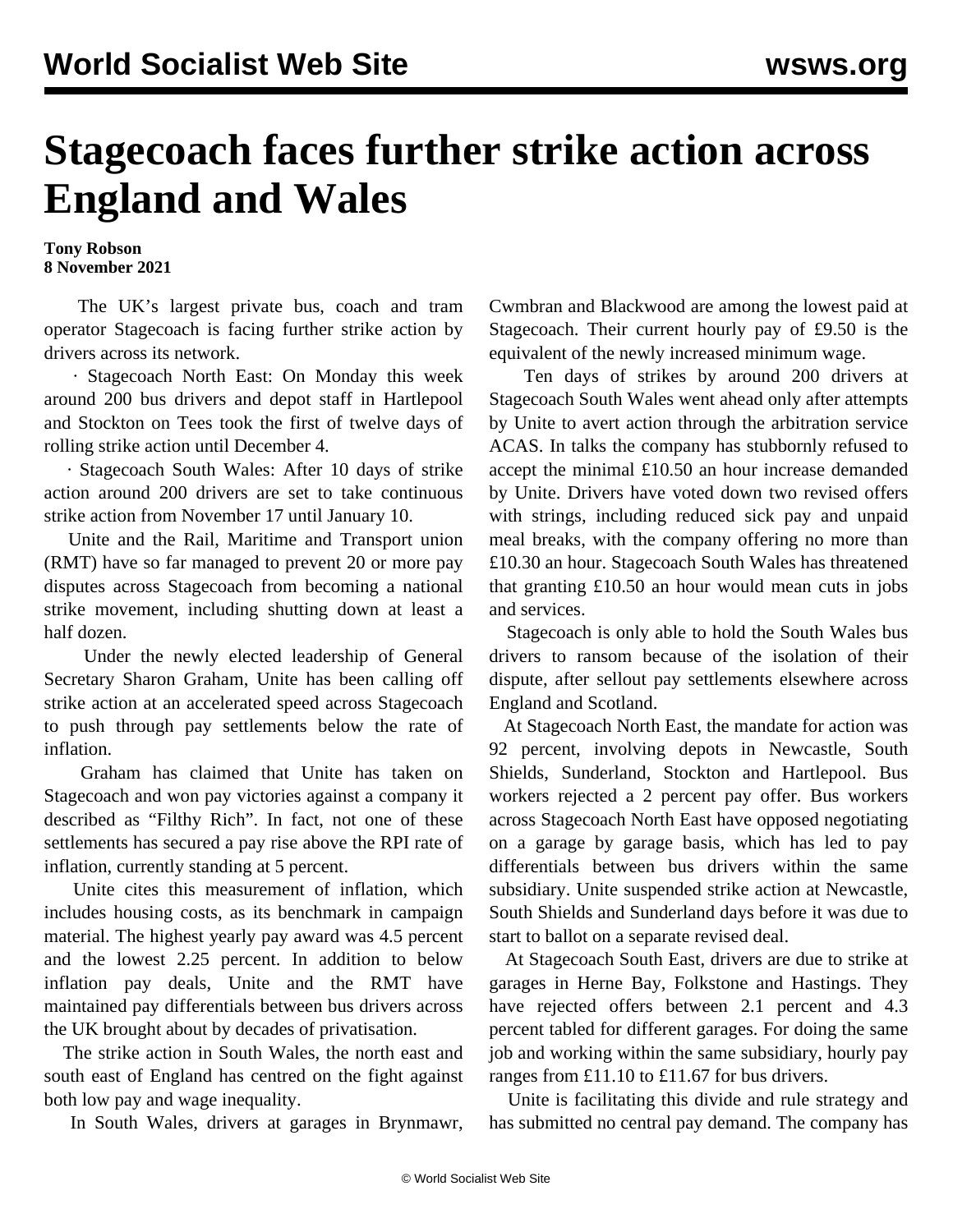# Stagecoach faces further strike action across England and Wales

**Tony Robson**
**8 November 2021**

The UK's largest private bus, coach and tram operator Stagecoach is facing further strike action by drivers across its network.

· Stagecoach North East: On Monday this week around 200 bus drivers and depot staff in Hartlepool and Stockton on Tees took the first of twelve days of rolling strike action until December 4.

· Stagecoach South Wales: After 10 days of strike action around 200 drivers are set to take continuous strike action from November 17 until January 10.

Unite and the Rail, Maritime and Transport union (RMT) have so far managed to prevent 20 or more pay disputes across Stagecoach from becoming a national strike movement, including shutting down at least a half dozen.

Under the newly elected leadership of General Secretary Sharon Graham, Unite has been calling off strike action at an accelerated speed across Stagecoach to push through pay settlements below the rate of inflation.

Graham has claimed that Unite has taken on Stagecoach and won pay victories against a company it described as "Filthy Rich". In fact, not one of these settlements has secured a pay rise above the RPI rate of inflation, currently standing at 5 percent.

Unite cites this measurement of inflation, which includes housing costs, as its benchmark in campaign material. The highest yearly pay award was 4.5 percent and the lowest 2.25 percent. In addition to below inflation pay deals, Unite and the RMT have maintained pay differentials between bus drivers across the UK brought about by decades of privatisation.

The strike action in South Wales, the north east and south east of England has centred on the fight against both low pay and wage inequality.

In South Wales, drivers at garages in Brynmawr, Cwmbran and Blackwood are among the lowest paid at Stagecoach. Their current hourly pay of £9.50 is the equivalent of the newly increased minimum wage.

Ten days of strikes by around 200 drivers at Stagecoach South Wales went ahead only after attempts by Unite to avert action through the arbitration service ACAS. In talks the company has stubbornly refused to accept the minimal £10.50 an hour increase demanded by Unite. Drivers have voted down two revised offers with strings, including reduced sick pay and unpaid meal breaks, with the company offering no more than £10.30 an hour. Stagecoach South Wales has threatened that granting £10.50 an hour would mean cuts in jobs and services.

Stagecoach is only able to hold the South Wales bus drivers to ransom because of the isolation of their dispute, after sellout pay settlements elsewhere across England and Scotland.

At Stagecoach North East, the mandate for action was 92 percent, involving depots in Newcastle, South Shields, Sunderland, Stockton and Hartlepool. Bus workers rejected a 2 percent pay offer. Bus workers across Stagecoach North East have opposed negotiating on a garage by garage basis, which has led to pay differentials between bus drivers within the same subsidiary. Unite suspended strike action at Newcastle, South Shields and Sunderland days before it was due to start to ballot on a separate revised deal.

At Stagecoach South East, drivers are due to strike at garages in Herne Bay, Folkstone and Hastings. They have rejected offers between 2.1 percent and 4.3 percent tabled for different garages. For doing the same job and working within the same subsidiary, hourly pay ranges from £11.10 to £11.67 for bus drivers.

Unite is facilitating this divide and rule strategy and has submitted no central pay demand. The company has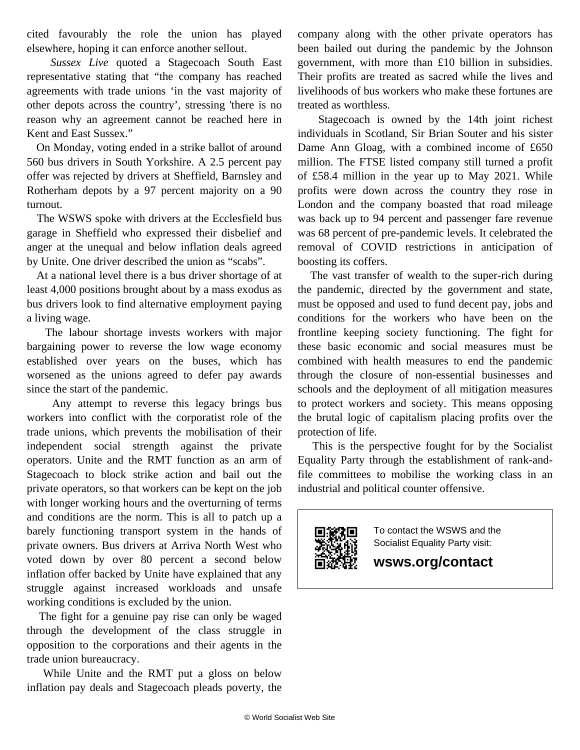cited favourably the role the union has played elsewhere, hoping it can enforce another sellout.

*Sussex Live* quoted a Stagecoach South East representative stating that "the company has reached agreements with trade unions 'in the vast majority of other depots across the country', stressing 'there is no reason why an agreement cannot be reached here in Kent and East Sussex."

On Monday, voting ended in a strike ballot of around 560 bus drivers in South Yorkshire. A 2.5 percent pay offer was rejected by drivers at Sheffield, Barnsley and Rotherham depots by a 97 percent majority on a 90 turnout.

The WSWS spoke with drivers at the Ecclesfield bus garage in Sheffield who expressed their disbelief and anger at the unequal and below inflation deals agreed by Unite. One driver described the union as "scabs".

At a national level there is a bus driver shortage of at least 4,000 positions brought about by a mass exodus as bus drivers look to find alternative employment paying a living wage.

The labour shortage invests workers with major bargaining power to reverse the low wage economy established over years on the buses, which has worsened as the unions agreed to defer pay awards since the start of the pandemic.

Any attempt to reverse this legacy brings bus workers into conflict with the corporatist role of the trade unions, which prevents the mobilisation of their independent social strength against the private operators. Unite and the RMT function as an arm of Stagecoach to block strike action and bail out the private operators, so that workers can be kept on the job with longer working hours and the overturning of terms and conditions are the norm. This is all to patch up a barely functioning transport system in the hands of private owners. Bus drivers at Arriva North West who voted down by over 80 percent a second below inflation offer backed by Unite have explained that any struggle against increased workloads and unsafe working conditions is excluded by the union.

The fight for a genuine pay rise can only be waged through the development of the class struggle in opposition to the corporations and their agents in the trade union bureaucracy.

While Unite and the RMT put a gloss on below inflation pay deals and Stagecoach pleads poverty, the company along with the other private operators has been bailed out during the pandemic by the Johnson government, with more than £10 billion in subsidies. Their profits are treated as sacred while the lives and livelihoods of bus workers who make these fortunes are treated as worthless.

Stagecoach is owned by the 14th joint richest individuals in Scotland, Sir Brian Souter and his sister Dame Ann Gloag, with a combined income of £650 million. The FTSE listed company still turned a profit of £58.4 million in the year up to May 2021. While profits were down across the country they rose in London and the company boasted that road mileage was back up to 94 percent and passenger fare revenue was 68 percent of pre-pandemic levels. It celebrated the removal of COVID restrictions in anticipation of boosting its coffers.

The vast transfer of wealth to the super-rich during the pandemic, directed by the government and state, must be opposed and used to fund decent pay, jobs and conditions for the workers who have been on the frontline keeping society functioning. The fight for these basic economic and social measures must be combined with health measures to end the pandemic through the closure of non-essential businesses and schools and the deployment of all mitigation measures to protect workers and society. This means opposing the brutal logic of capitalism placing profits over the protection of life.

This is the perspective fought for by the Socialist Equality Party through the establishment of rank-and-file committees to mobilise the working class in an industrial and political counter offensive.

To contact the WSWS and the Socialist Equality Party visit:

**wsws.org/contact**